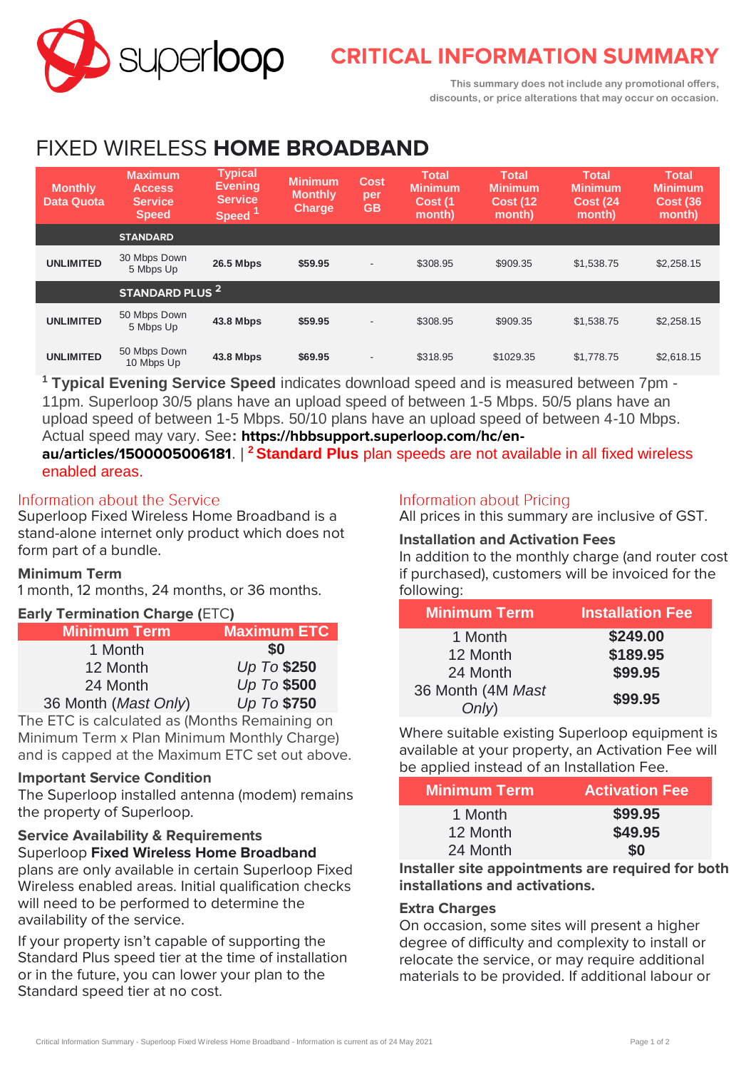# CRITICAL INFORMATION SUMMARY

**This summary does not include any promotional offers, discounts, or price alterations that may occur on occasion.**

## FIXED WIRELESS **HOME BROADBAND**

| Monthly Data Quota | Maximum Access Service Speed | Typical Evening Service Speed [1] | Minimum Monthly Charge | Cost per GB | Total Minimum Cost (1 month) | Total Minimum Cost (12 month) | Total Minimum Cost (24 month) | Total Minimum Cost (36 month) |
|---|---|---|---|---|---|---|---|---|
| | **STANDARD** | | | | | | | |
| **UNLIMITED** | 30 Mbps Down 5 Mbps Up | **26.5 Mbps** | **$59.95** | - | $308.95 | $909.35 | $1,538.75 | $2,258.15 |
| | **STANDARD PLUS [2]** | | | | | | | |
| **UNLIMITED** | 50 Mbps Down 5 Mbps Up | **43.8 Mbps** | **$59.95** | - | $308.95 | $909.35 | $1,538.75 | $2,258.15 |
| **UNLIMITED** | 50 Mbps Down 10 Mbps Up | **43.8 Mbps** | **$69.95** | - | $318.95 | $1029.35 | $1,778.75 | $2,618.15 |

[1] **Typical Evening Service Speed** indicates download speed and is measured between 7pm - 11pm. Superloop 30/5 plans have an upload speed of between 1-5 Mbps. 50/5 plans have an upload speed of between 1-5 Mbps. 50/10 plans have an upload speed of between 4-10 Mbps. Actual speed may vary. See**: https://hbbsupport.superloop.com/hc/en-au/articles/1500005006181**. | [2] **Standard Plus** plan speeds are not available in all fixed wireless enabled areas.

### Information about the Service

Superloop Fixed Wireless Home Broadband is a stand-alone internet only product which does not form part of a bundle.

**Minimum Term**

1 month, 12 months, 24 months, or 36 months.

**Early Termination Charge (**ETC**)**

| Minimum Term | Maximum ETC |
|---|---|
| 1 Month | **$0** |
| 12 Month | *Up To* **$250** |
| 24 Month | *Up To* **$500** |
| 36 Month (*Mast Only*) | *Up To* **$750** |

The ETC is calculated as (Months Remaining on Minimum Term x Plan Minimum Monthly Charge) and is capped at the Maximum ETC set out above.

**Important Service Condition**

The Superloop installed antenna (modem) remains the property of Superloop.

**Service Availability & Requirements**

Superloop **Fixed Wireless Home Broadband** plans are only available in certain Superloop Fixed Wireless enabled areas. Initial qualification checks will need to be performed to determine the availability of the service.

If your property isn't capable of supporting the Standard Plus speed tier at the time of installation or in the future, you can lower your plan to the Standard speed tier at no cost.

### Information about Pricing

All prices in this summary are inclusive of GST.

**Installation and Activation Fees**

In addition to the monthly charge (and router cost if purchased), customers will be invoiced for the following:

| Minimum Term | Installation Fee |
|---|---|
| 1 Month | **$249.00** |
| 12 Month | **$189.95** |
| 24 Month | **$99.95** |
| 36 Month (4M *Mast Only*) | **$99.95** |

Where suitable existing Superloop equipment is available at your property, an Activation Fee will be applied instead of an Installation Fee.

| Minimum Term | Activation Fee |
|---|---|
| 1 Month | **$99.95** |
| 12 Month | **$49.95** |
| 24 Month | **$0** |

**Installer site appointments are required for both installations and activations.**

**Extra Charges**

On occasion, some sites will present a higher degree of difficulty and complexity to install or relocate the service, or may require additional materials to be provided. If additional labour or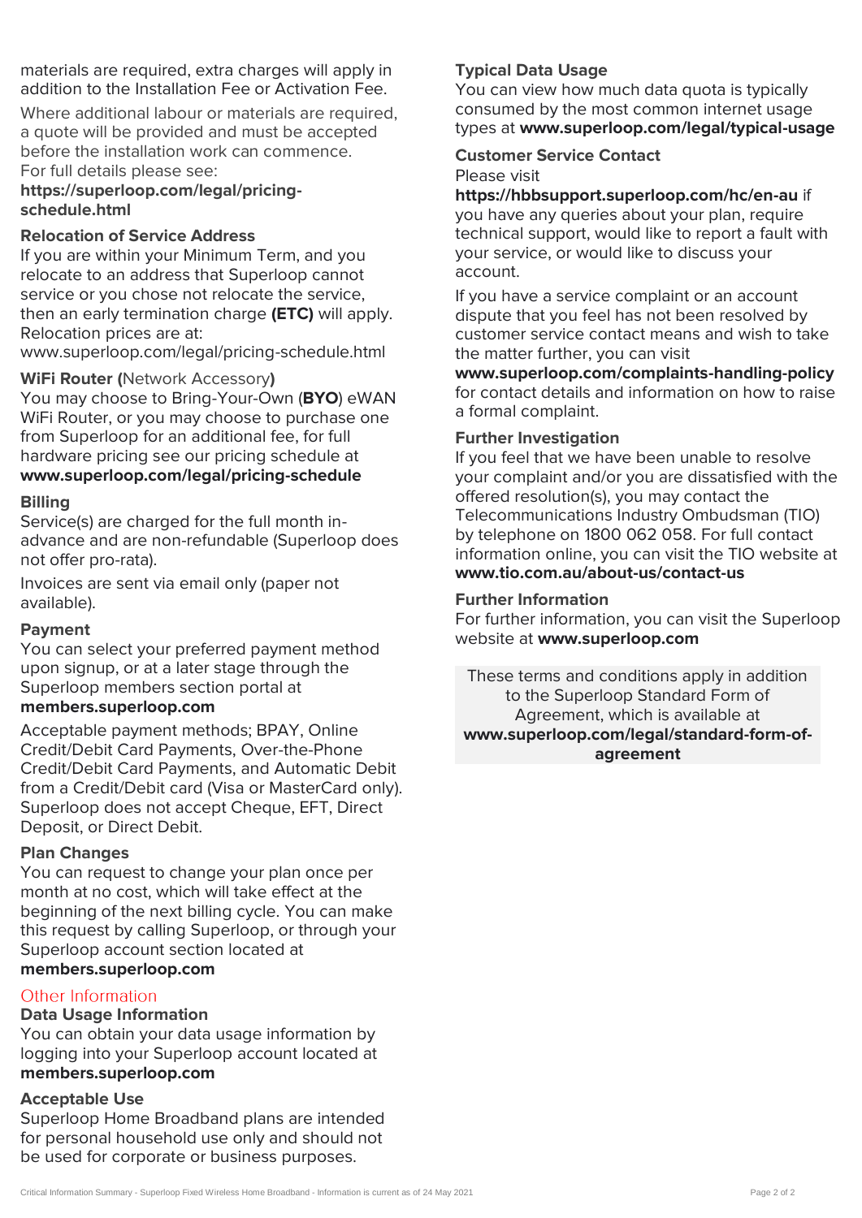materials are required, extra charges will apply in addition to the Installation Fee or Activation Fee.

Where additional labour or materials are required, a quote will be provided and must be accepted before the installation work can commence. For full details please see: **https://superloop.com/legal/pricing-schedule.html**

### Relocation of Service Address

If you are within your Minimum Term, and you relocate to an address that Superloop cannot service or you chose not relocate the service, then an early termination charge **(ETC)** will apply. Relocation prices are at: www.superloop.com/legal/pricing-schedule.html

### WiFi Router (Network Accessory)

You may choose to Bring-Your-Own (**BYO**) eWAN WiFi Router, or you may choose to purchase one from Superloop for an additional fee, for full hardware pricing see our pricing schedule at **www.superloop.com/legal/pricing-schedule**

### Billing

Service(s) are charged for the full month in-advance and are non-refundable (Superloop does not offer pro-rata).

Invoices are sent via email only (paper not available).

### Payment

You can select your preferred payment method upon signup, or at a later stage through the Superloop members section portal at **members.superloop.com**

Acceptable payment methods; BPAY, Online Credit/Debit Card Payments, Over-the-Phone Credit/Debit Card Payments, and Automatic Debit from a Credit/Debit card (Visa or MasterCard only). Superloop does not accept Cheque, EFT, Direct Deposit, or Direct Debit.

### Plan Changes

You can request to change your plan once per month at no cost, which will take effect at the beginning of the next billing cycle. You can make this request by calling Superloop, or through your Superloop account section located at **members.superloop.com**

## Other Information

### Data Usage Information

You can obtain your data usage information by logging into your Superloop account located at **members.superloop.com**

### Acceptable Use

Superloop Home Broadband plans are intended for personal household use only and should not be used for corporate or business purposes.

### Typical Data Usage

You can view how much data quota is typically consumed by the most common internet usage types at **www.superloop.com/legal/typical-usage**

### Customer Service Contact

Please visit **https://hbbsupport.superloop.com/hc/en-au** if you have any queries about your plan, require technical support, would like to report a fault with your service, or would like to discuss your account.

If you have a service complaint or an account dispute that you feel has not been resolved by customer service contact means and wish to take the matter further, you can visit **www.superloop.com/complaints-handling-policy** for contact details and information on how to raise a formal complaint.

### Further Investigation

If you feel that we have been unable to resolve your complaint and/or you are dissatisfied with the offered resolution(s), you may contact the Telecommunications Industry Ombudsman (TIO) by telephone on 1800 062 058. For full contact information online, you can visit the TIO website at **www.tio.com.au/about-us/contact-us**

### Further Information

For further information, you can visit the Superloop website at **www.superloop.com**

These terms and conditions apply in addition to the Superloop Standard Form of Agreement, which is available at **www.superloop.com/legal/standard-form-of-agreement**